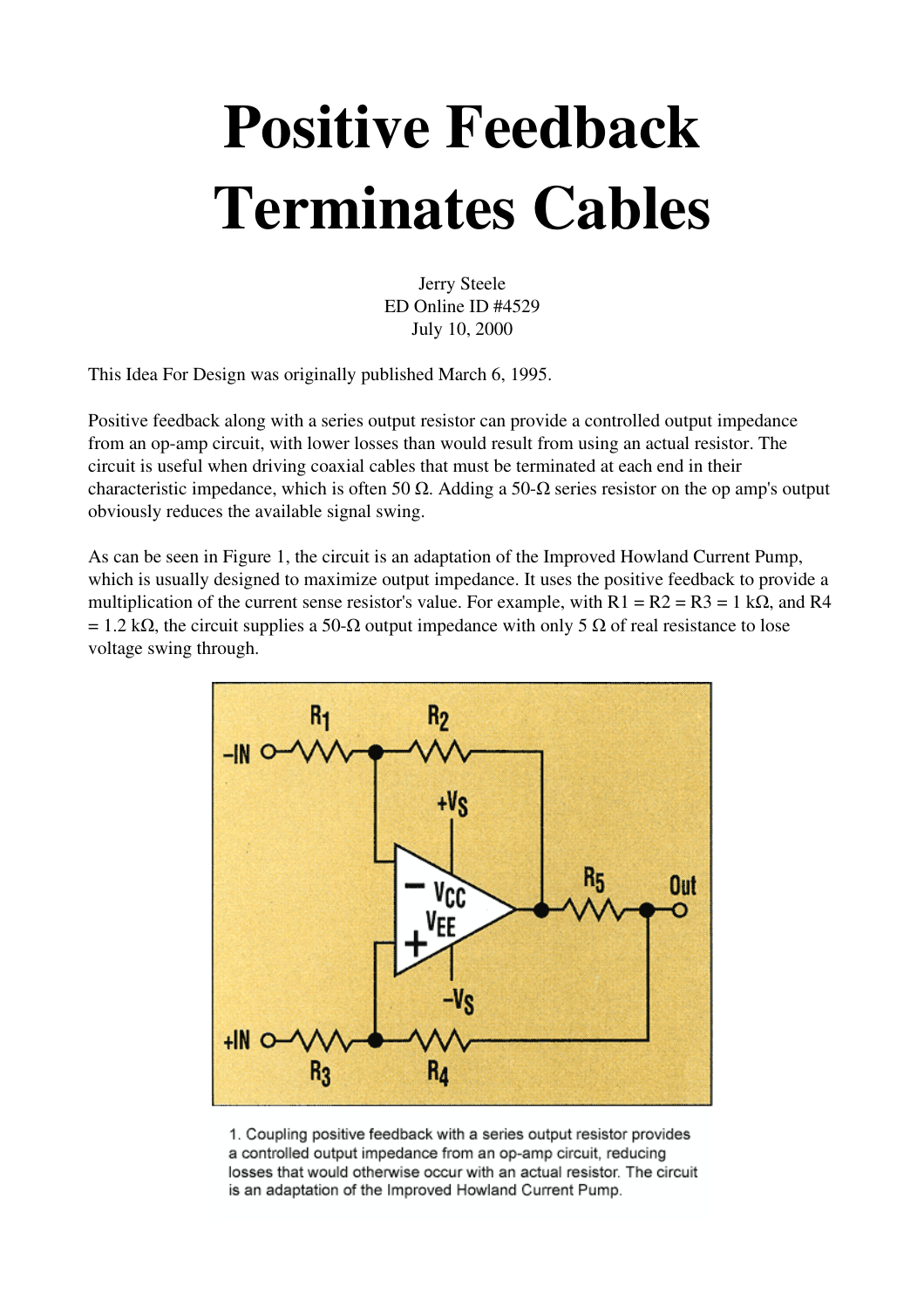# Positive Feedback Terminates Cables

Jerry Steele
ED Online ID #4529
July 10, 2000

This Idea For Design was originally published March 6, 1995.

Positive feedback along with a series output resistor can provide a controlled output impedance from an op-amp circuit, with lower losses than would result from using an actual resistor. The circuit is useful when driving coaxial cables that must be terminated at each end in their characteristic impedance, which is often 50 Ω. Adding a 50-Ω series resistor on the op amp's output obviously reduces the available signal swing.

As can be seen in Figure 1, the circuit is an adaptation of the Improved Howland Current Pump, which is usually designed to maximize output impedance. It uses the positive feedback to provide a multiplication of the current sense resistor's value. For example, with R1 = R2 = R3 = 1 kΩ, and R4 = 1.2 kΩ, the circuit supplies a 50-Ω output impedance with only 5 Ω of real resistance to lose voltage swing through.

1. Coupling positive feedback with a series output resistor provides a controlled output impedance from an op-amp circuit, reducing losses that would otherwise occur with an actual resistor. The circuit is an adaptation of the Improved Howland Current Pump.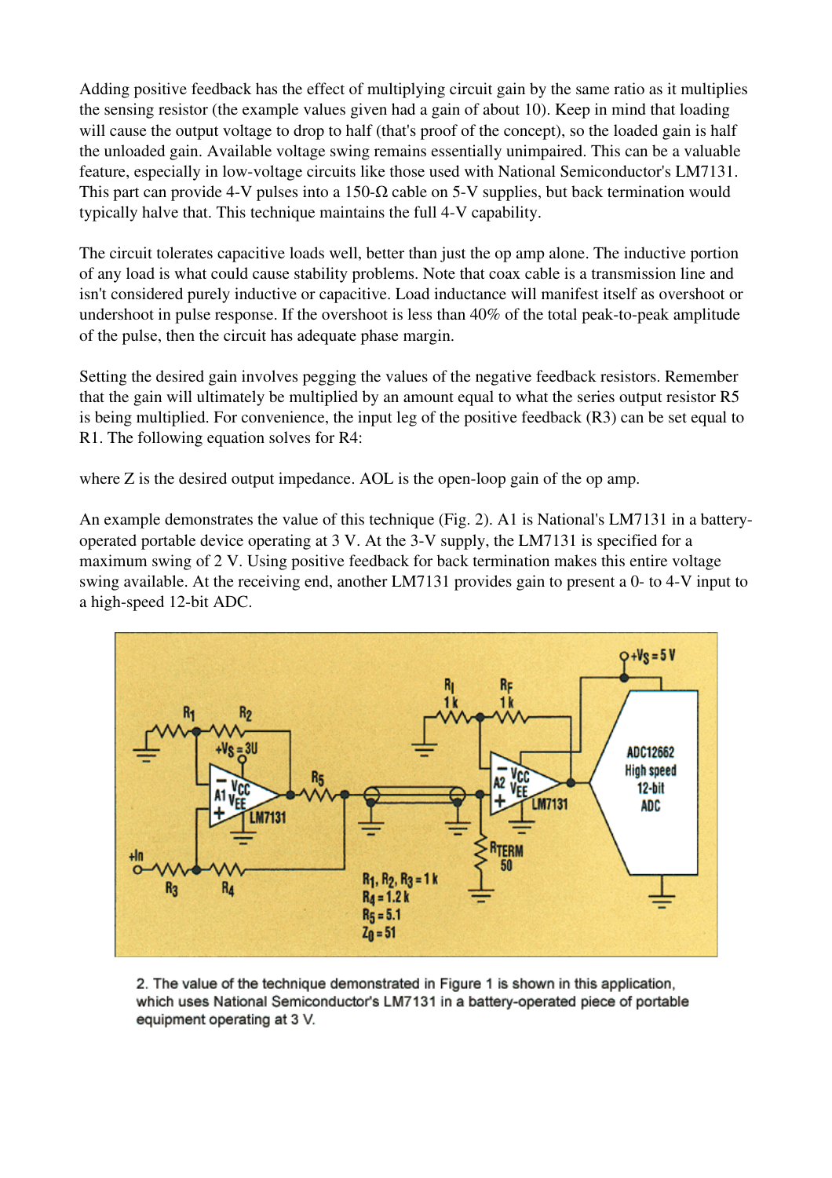Adding positive feedback has the effect of multiplying circuit gain by the same ratio as it multiplies the sensing resistor (the example values given had a gain of about 10). Keep in mind that loading will cause the output voltage to drop to half (that's proof of the concept), so the loaded gain is half the unloaded gain. Available voltage swing remains essentially unimpaired. This can be a valuable feature, especially in low-voltage circuits like those used with National Semiconductor's LM7131. This part can provide 4-V pulses into a 150-Ω cable on 5-V supplies, but back termination would typically halve that. This technique maintains the full 4-V capability.

The circuit tolerates capacitive loads well, better than just the op amp alone. The inductive portion of any load is what could cause stability problems. Note that coax cable is a transmission line and isn't considered purely inductive or capacitive. Load inductance will manifest itself as overshoot or undershoot in pulse response. If the overshoot is less than 40% of the total peak-to-peak amplitude of the pulse, then the circuit has adequate phase margin.

Setting the desired gain involves pegging the values of the negative feedback resistors. Remember that the gain will ultimately be multiplied by an amount equal to what the series output resistor R5 is being multiplied. For convenience, the input leg of the positive feedback (R3) can be set equal to R1. The following equation solves for R4:

where Z is the desired output impedance. AOL is the open-loop gain of the op amp.

An example demonstrates the value of this technique (Fig. 2). A1 is National's LM7131 in a battery-operated portable device operating at 3 V. At the 3-V supply, the LM7131 is specified for a maximum swing of 2 V. Using positive feedback for back termination makes this entire voltage swing available. At the receiving end, another LM7131 provides gain to present a 0- to 4-V input to a high-speed 12-bit ADC.

2. The value of the technique demonstrated in Figure 1 is shown in this application, which uses National Semiconductor's LM7131 in a battery-operated piece of portable equipment operating at 3 V.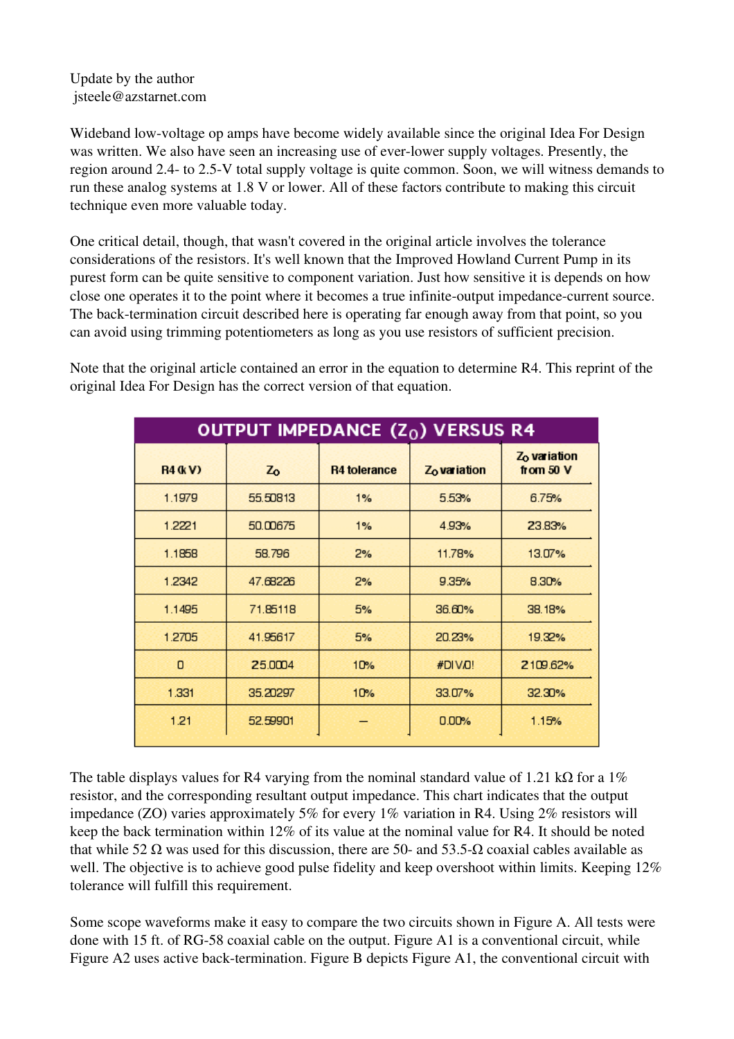Update by the author
jsteele@azstarnet.com

Wideband low-voltage op amps have become widely available since the original Idea For Design was written. We also have seen an increasing use of ever-lower supply voltages. Presently, the region around 2.4- to 2.5-V total supply voltage is quite common. Soon, we will witness demands to run these analog systems at 1.8 V or lower. All of these factors contribute to making this circuit technique even more valuable today.

One critical detail, though, that wasn't covered in the original article involves the tolerance considerations of the resistors. It's well known that the Improved Howland Current Pump in its purest form can be quite sensitive to component variation. Just how sensitive it is depends on how close one operates it to the point where it becomes a true infinite-output impedance-current source. The back-termination circuit described here is operating far enough away from that point, so you can avoid using trimming potentiometers as long as you use resistors of sufficient precision.

Note that the original article contained an error in the equation to determine R4. This reprint of the original Idea For Design has the correct version of that equation.

| OUTPUT IMPEDANCE ($Z_O$) VERSUS R4 | | | | |
|---|---|---|---|---|
| R4 (kΩ) | $Z_O$ | R4 tolerance | $Z_O$ variation | $Z_O$ variation from 50 Ω |
| 1.1979 | 55.50813 | 1% | 5.53% | 6.75% |
| 1.2221 | 50.00675 | 1% | 4.93% | 23.83% |
| 1.1858 | 58.796 | 2% | 11.78% | 13.07% |
| 1.2342 | 47.68226 | 2% | 9.35% | 8.30% |
| 1.1495 | 71.85118 | 5% | 36.60% | 38.18% |
| 1.2705 | 41.95617 | 5% | 20.23% | 19.32% |
| 0 | 25.0004 | 10% | #DIV/0! | 2109.62% |
| 1.331 | 35.20297 | 10% | 33.07% | 32.30% |
| 1.21 | 52.59901 | – | 0.00% | 1.15% |

The table displays values for R4 varying from the nominal standard value of 1.21 kΩ for a 1% resistor, and the corresponding resultant output impedance. This chart indicates that the output impedance (ZO) varies approximately 5% for every 1% variation in R4. Using 2% resistors will keep the back termination within 12% of its value at the nominal value for R4. It should be noted that while 52 Ω was used for this discussion, there are 50- and 53.5-Ω coaxial cables available as well. The objective is to achieve good pulse fidelity and keep overshoot within limits. Keeping 12% tolerance will fulfill this requirement.

Some scope waveforms make it easy to compare the two circuits shown in Figure A. All tests were done with 15 ft. of RG-58 coaxial cable on the output. Figure A1 is a conventional circuit, while Figure A2 uses active back-termination. Figure B depicts Figure A1, the conventional circuit with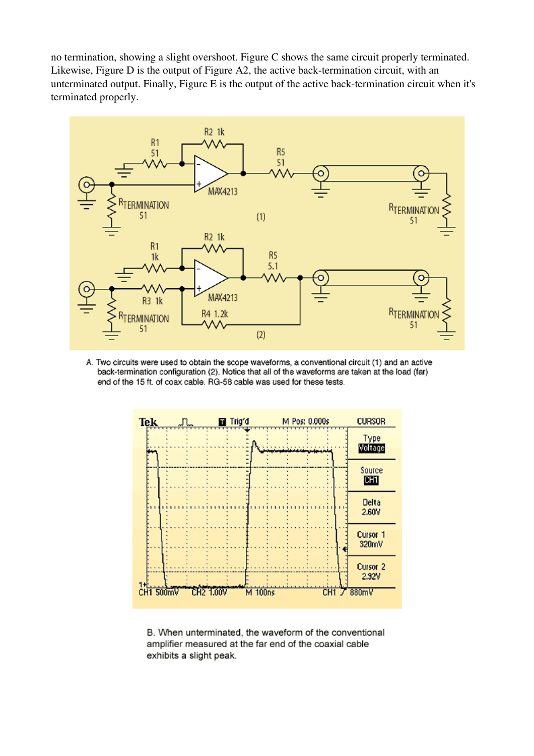no termination, showing a slight overshoot. Figure C shows the same circuit properly terminated. Likewise, Figure D is the output of Figure A2, the active back-termination circuit, with an unterminated output. Finally, Figure E is the output of the active back-termination circuit when it's terminated properly.

A. Two circuits were used to obtain the scope waveforms, a conventional circuit (1) and an active back-termination configuration (2). Notice that all of the waveforms are taken at the load (far) end of the 15 ft. of coax cable. RG-58 cable was used for these tests.

B. When unterminated, the waveform of the conventional amplifier measured at the far end of the coaxial cable exhibits a slight peak.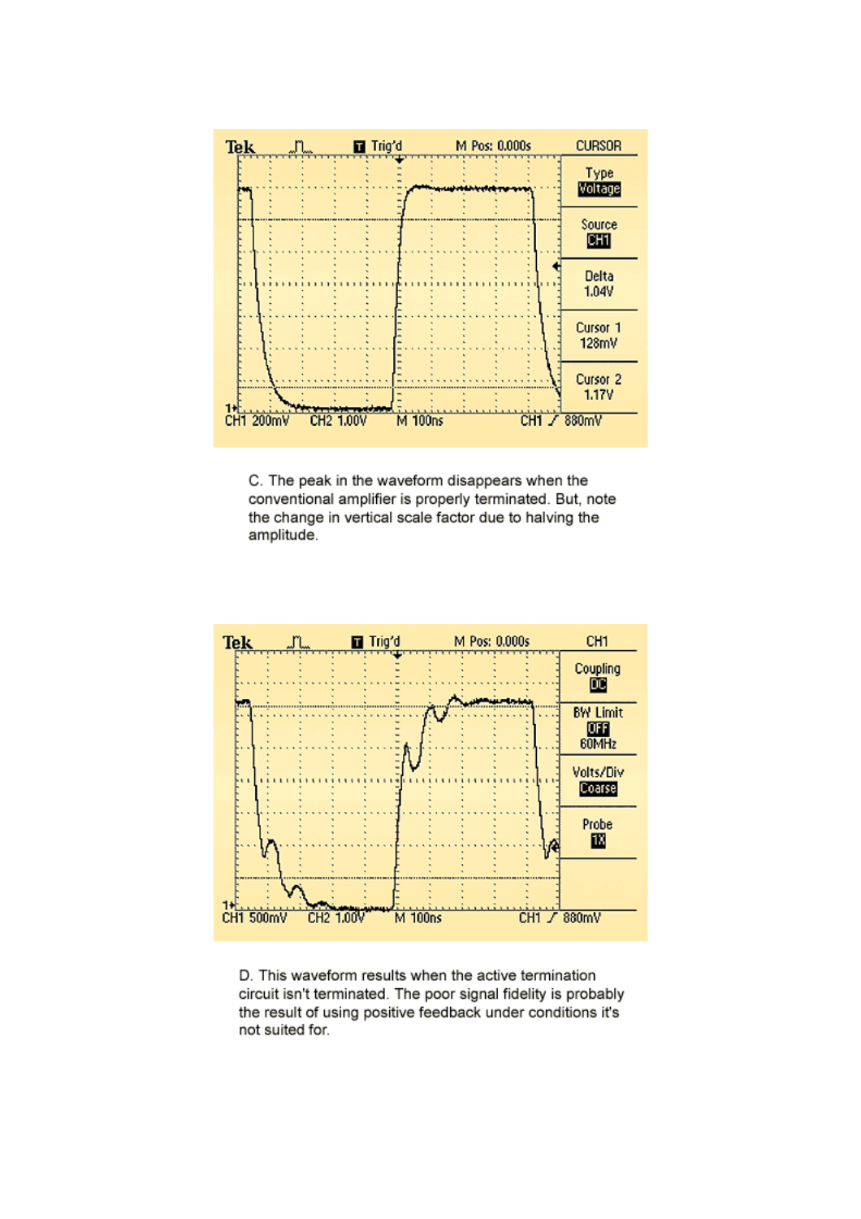C. The peak in the waveform disappears when the conventional amplifier is properly terminated. But, note the change in vertical scale factor due to halving the amplitude.

D. This waveform results when the active termination circuit isn't terminated. The poor signal fidelity is probably the result of using positive feedback under conditions it's not suited for.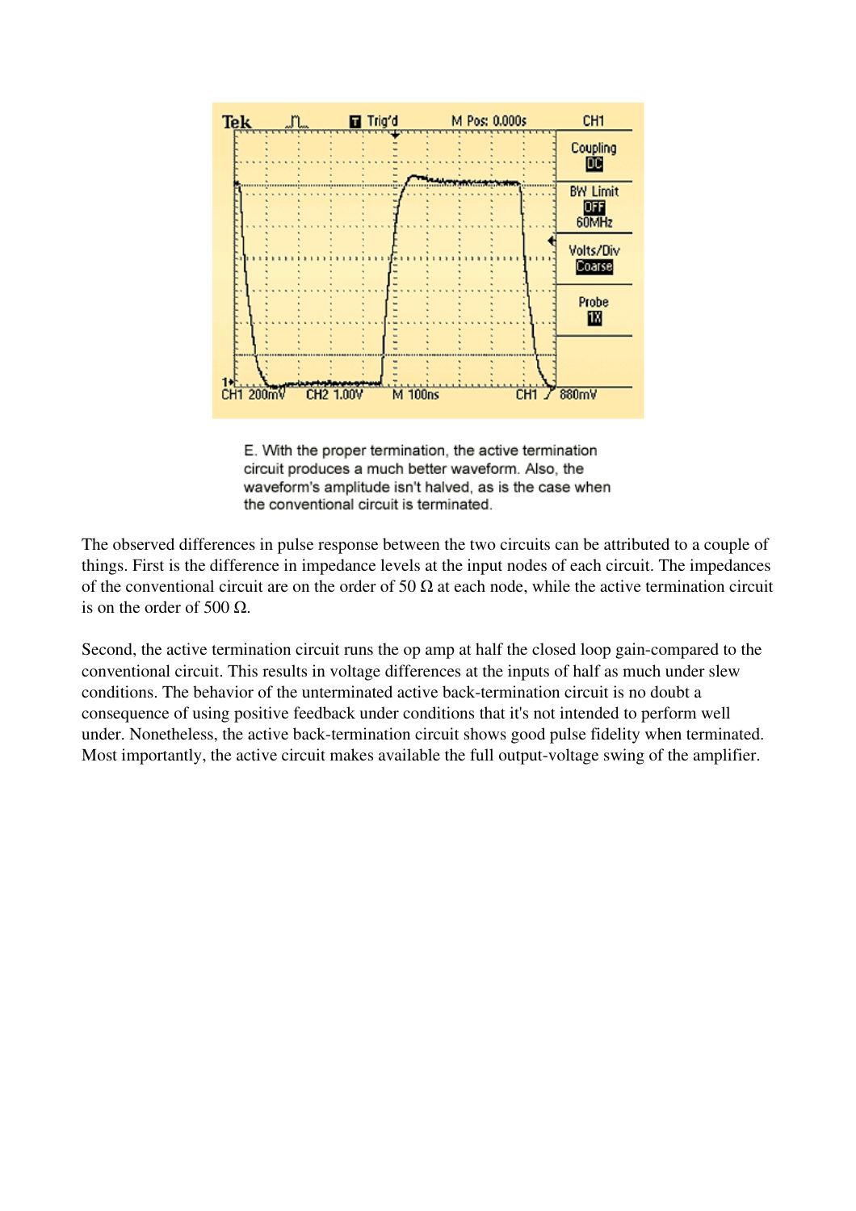Tek
Trig'd
M Pos: 0.000s
CH1
Coupling
DC
BW Limit
OFF
60MHz
Volts/Div
Coarse
Probe
1X
CH1 200mV
CH2 1.00V
M 100ns
CH1
880mV

E. With the proper termination, the active termination circuit produces a much better waveform. Also, the waveform's amplitude isn't halved, as is the case when the conventional circuit is terminated.

The observed differences in pulse response between the two circuits can be attributed to a couple of things. First is the difference in impedance levels at the input nodes of each circuit. The impedances of the conventional circuit are on the order of 50 Ω at each node, while the active termination circuit is on the order of 500 Ω.

Second, the active termination circuit runs the op amp at half the closed loop gain-compared to the conventional circuit. This results in voltage differences at the inputs of half as much under slew conditions. The behavior of the unterminated active back-termination circuit is no doubt a consequence of using positive feedback under conditions that it's not intended to perform well under. Nonetheless, the active back-termination circuit shows good pulse fidelity when terminated. Most importantly, the active circuit makes available the full output-voltage swing of the amplifier.